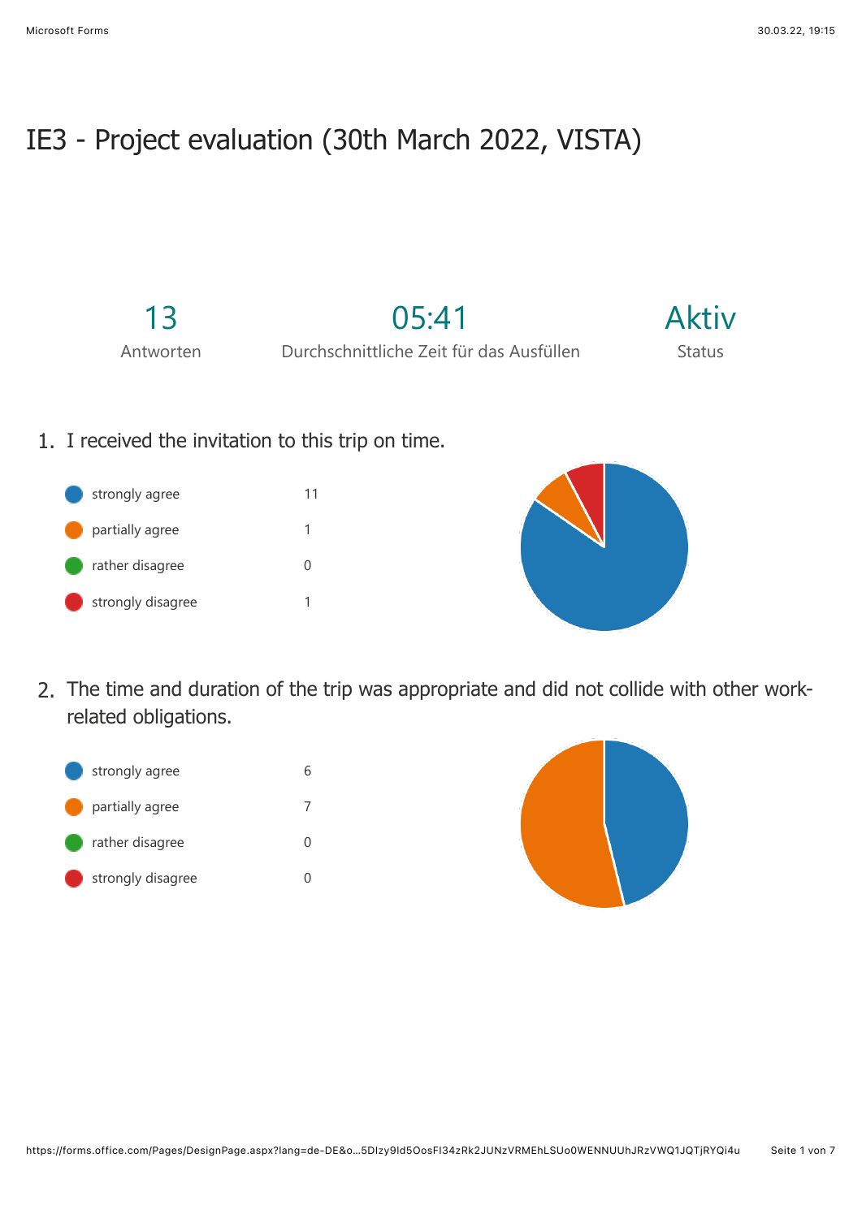# IE3 - Project evaluation (30th March 2022, VISTA)

| 13 | 05:41 | Aktiv |
|---|---|---|
| Antworten | Durchschnittliche Zeit für das Ausfüllen | Status |

1. I received the invitation to this trip on time.

| | |
|---|---|
| strongly agree | 11 |
| partially agree | 1 |
| rather disagree | 0 |
| strongly disagree | 1 |

2. The time and duration of the trip was appropriate and did not collide with other work-related obligations.

| | |
|---|---|
| strongly agree | 6 |
| partially agree | 7 |
| rather disagree | 0 |
| strongly disagree | 0 |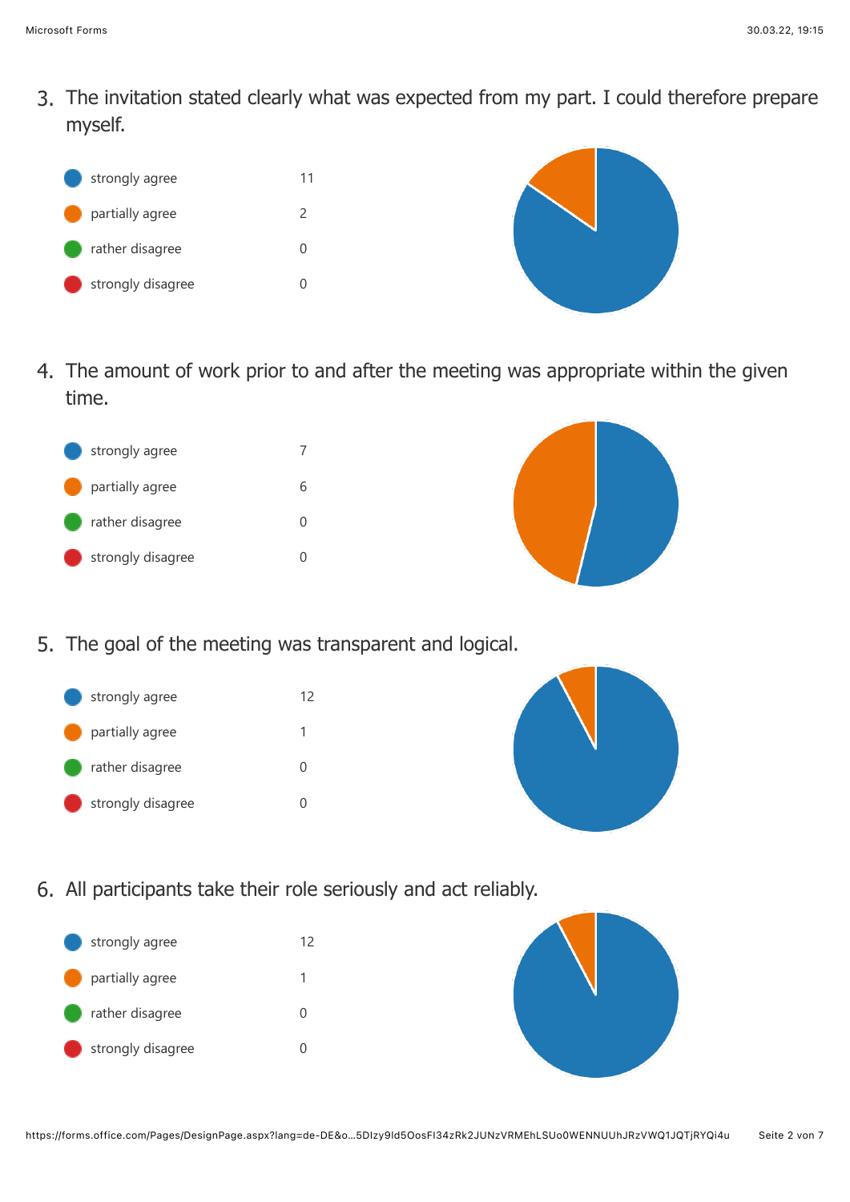3. The invitation stated clearly what was expected from my part. I could therefore prepare myself.

| Response | Count |
| --- | --- |
| strongly agree | 11 |
| partially agree | 2 |
| rather disagree | 0 |
| strongly disagree | 0 |

4. The amount of work prior to and after the meeting was appropriate within the given time.

| Response | Count |
| --- | --- |
| strongly agree | 7 |
| partially agree | 6 |
| rather disagree | 0 |
| strongly disagree | 0 |

5. The goal of the meeting was transparent and logical.

| Response | Count |
| --- | --- |
| strongly agree | 12 |
| partially agree | 1 |
| rather disagree | 0 |
| strongly disagree | 0 |

6. All participants take their role seriously and act reliably.

| Response | Count |
| --- | --- |
| strongly agree | 12 |
| partially agree | 1 |
| rather disagree | 0 |
| strongly disagree | 0 |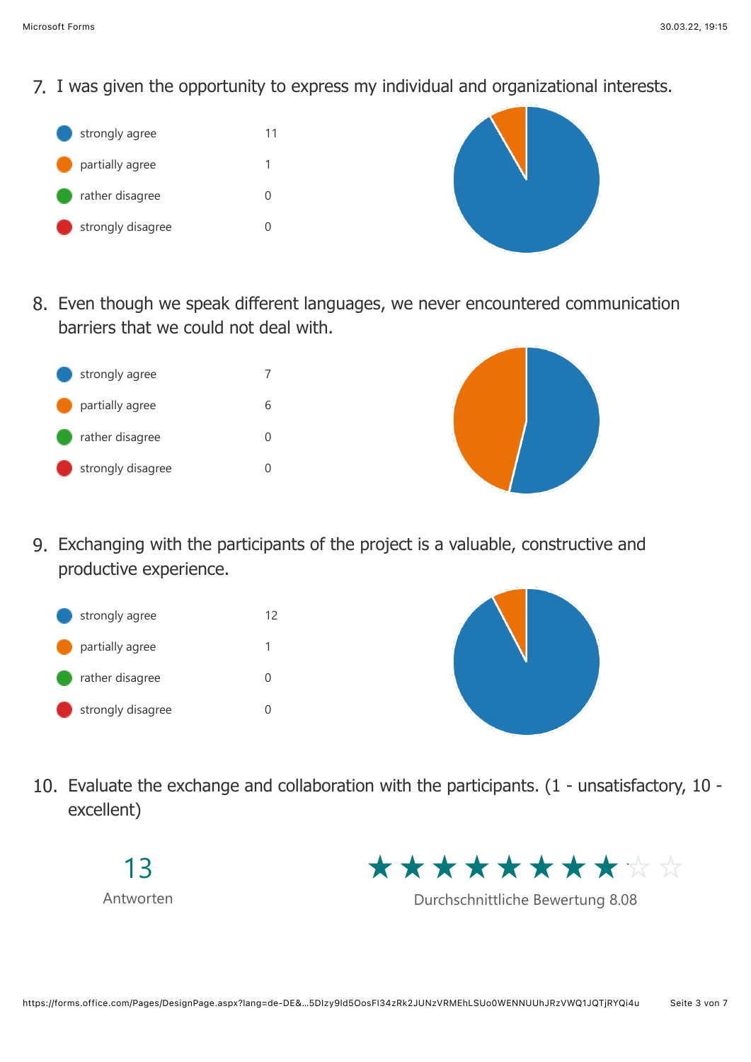7. I was given the opportunity to express my individual and organizational interests.

| | |
|---|---|
| strongly agree | 11 |
| partially agree | 1 |
| rather disagree | 0 |
| strongly disagree | 0 |

8. Even though we speak different languages, we never encountered communication barriers that we could not deal with.

| | |
|---|---|
| strongly agree | 7 |
| partially agree | 6 |
| rather disagree | 0 |
| strongly disagree | 0 |

9. Exchanging with the participants of the project is a valuable, constructive and productive experience.

| | |
|---|---|
| strongly agree | 12 |
| partially agree | 1 |
| rather disagree | 0 |
| strongly disagree | 0 |

10. Evaluate the exchange and collaboration with the participants. (1 - unsatisfactory, 10 - excellent)

13

Antworten

Durchschnittliche Bewertung 8.08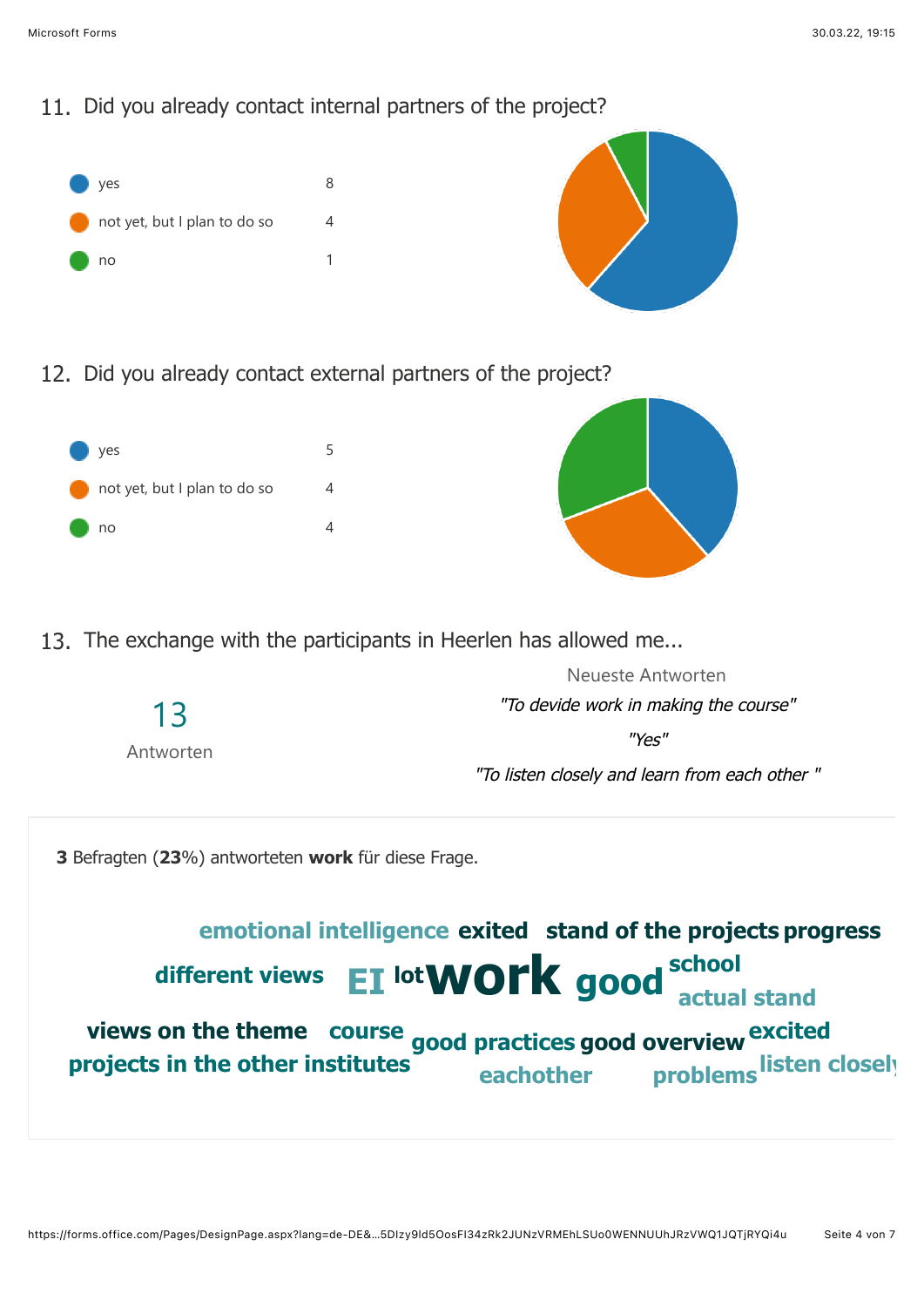## 11. Did you already contact internal partners of the project?

| | |
|---|---|
| yes | 8 |
| not yet, but I plan to do so | 4 |
| no | 1 |

## 12. Did you already contact external partners of the project?

| | |
|---|---|
| yes | 5 |
| not yet, but I plan to do so | 4 |
| no | 4 |

## 13. The exchange with the participants in Heerlen has allowed me...

13

Antworten

Neueste Antworten

*"To devide work in making the course"*

*"Yes"*

*"To listen closely and learn from each other "*

**3** Befragten (**23**%) antworteten **work** für diese Frage.

emotional intelligence exited stand of the projects progress different views EI lot work good school actual stand views on the theme course good practices good overview excited projects in the other institutes eachother problems listen closely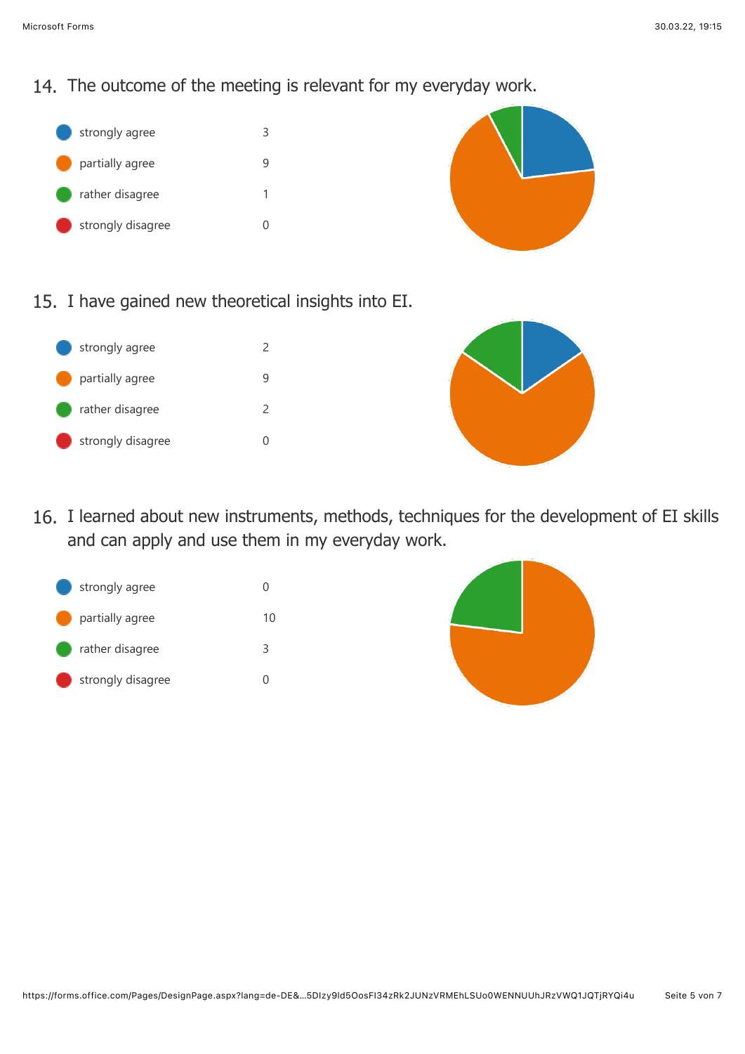## 14. The outcome of the meeting is relevant for my everyday work.

| Response | Count |
| --- | --- |
| strongly agree | 3 |
| partially agree | 9 |
| rather disagree | 1 |
| strongly disagree | 0 |

## 15. I have gained new theoretical insights into EI.

| Response | Count |
| --- | --- |
| strongly agree | 2 |
| partially agree | 9 |
| rather disagree | 2 |
| strongly disagree | 0 |

## 16. I learned about new instruments, methods, techniques for the development of EI skills and can apply and use them in my everyday work.

| Response | Count |
| --- | --- |
| strongly agree | 0 |
| partially agree | 10 |
| rather disagree | 3 |
| strongly disagree | 0 |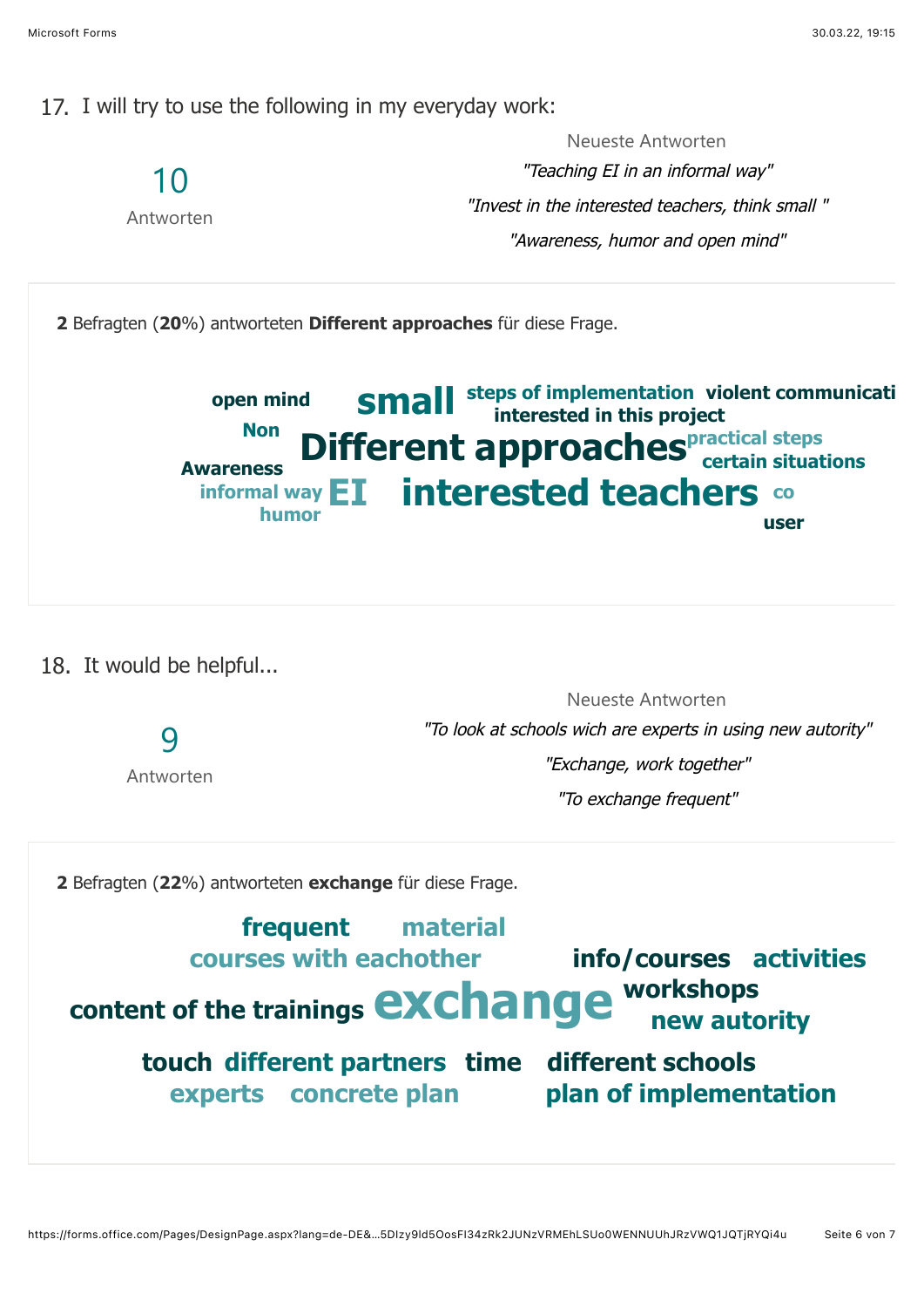17. I will try to use the following in my everyday work:

10

Antworten

Neueste Antworten

*"Teaching EI in an informal way"*

*"Invest in the interested teachers, think small "*

*"Awareness, humor and open mind"*

**2** Befragten (**20**%) antworteten **Different approaches** für diese Frage.

open mind small steps of implementation violent communicati interested in this project Non Different approaches practical steps certain situations Awareness informal way EI interested teachers co humor user

18. It would be helpful...

9

Antworten

Neueste Antworten

*"To look at schools wich are experts in using new autority"*

*"Exchange, work together"*

*"To exchange frequent"*

**2** Befragten (**22**%) antworteten **exchange** für diese Frage.

frequent material courses with eachother info/courses activities content of the trainings exchange workshops new autority touch different partners time different schools experts concrete plan plan of implementation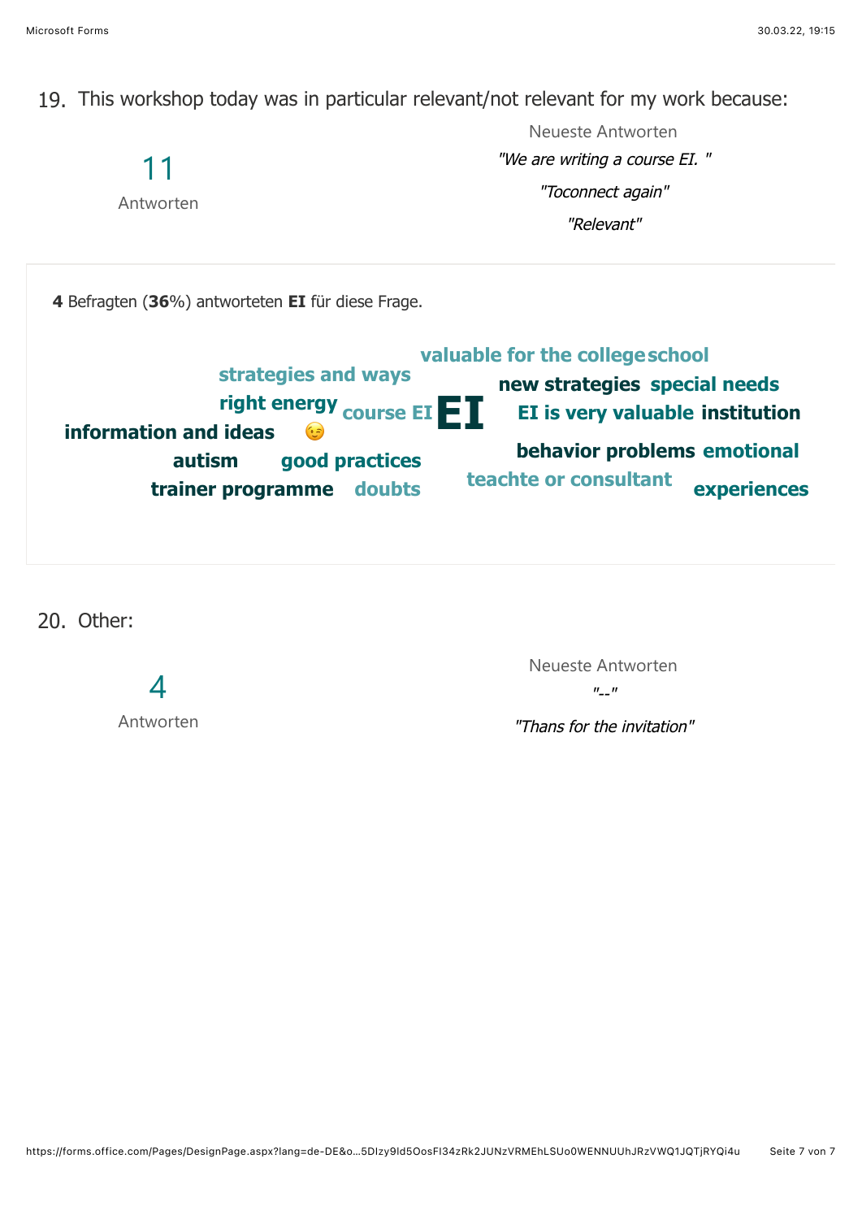## 19. This workshop today was in particular relevant/not relevant for my work because:

11

Antworten

Neueste Antworten

*"We are writing a course EI. "*

*"Toconnect again"*

*"Relevant"*

**4** Befragten (**36**%) antworteten **EI** für diese Frage.

valuable for the college school
strategies and ways
new strategies special needs
right energy course EI EI EI is very valuable institution
information and ideas 😉
autism good practices behavior problems emotional
trainer programme doubts teachte or consultant experiences

## 20. Other:

4

Antworten

Neueste Antworten

*"--"*

*"Thans for the invitation"*